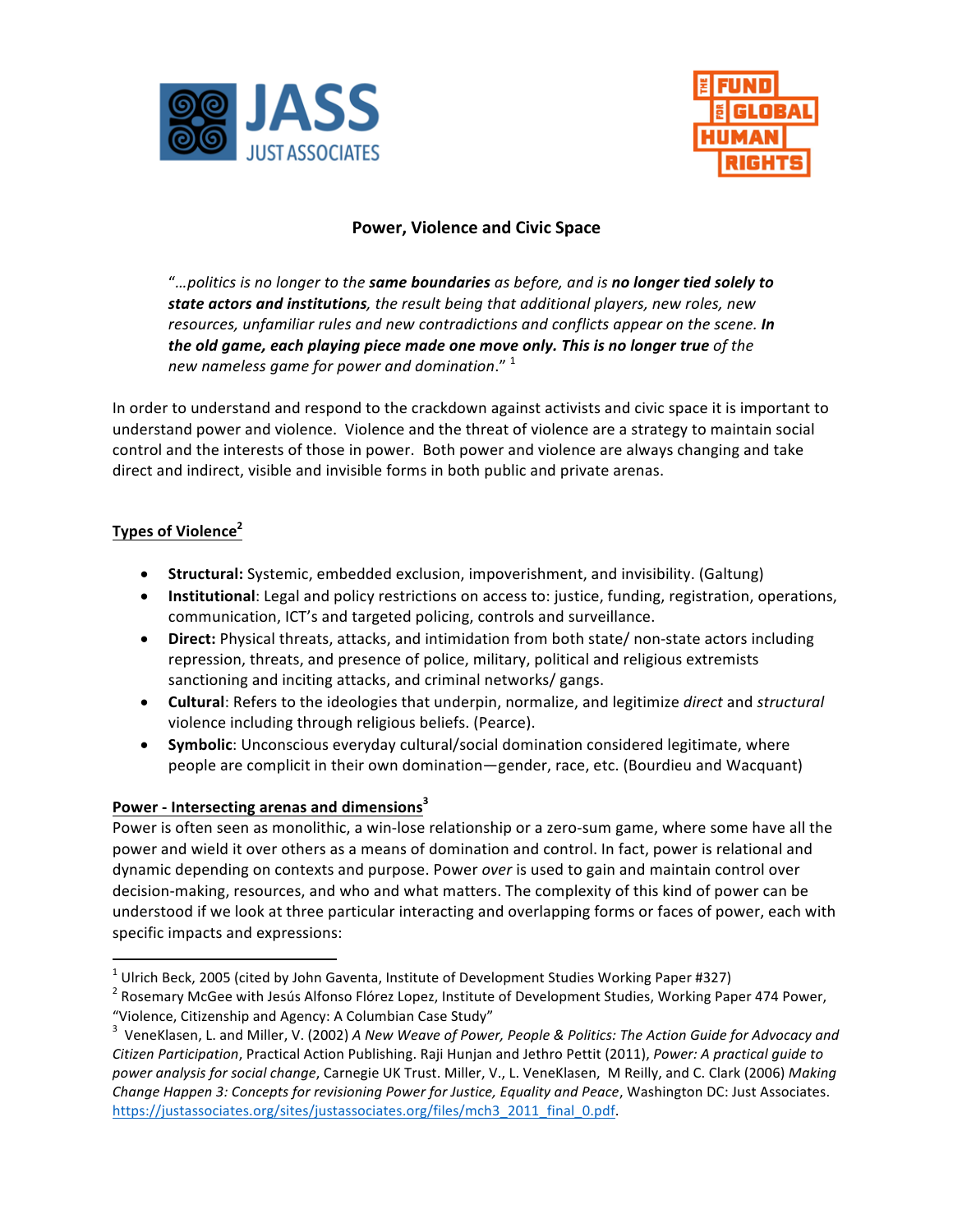# Power, Violence and Civic Space

> "…*politics is no longer to the* ***same boundaries*** *as before, and is* ***no longer tied solely to state actors and institutions****, the result being that additional players, new roles, new resources, unfamiliar rules and new contradictions and conflicts appear on the scene.* ***In the old game, each playing piece made one move only. This is no longer true*** *of the new nameless game for power and domination*." [1]

In order to understand and respond to the crackdown against activists and civic space it is important to understand power and violence. Violence and the threat of violence are a strategy to maintain social control and the interests of those in power. Both power and violence are always changing and take direct and indirect, visible and invisible forms in both public and private arenas.

## Types of Violence[2]

- **Structural:** Systemic, embedded exclusion, impoverishment, and invisibility. (Galtung)
- **Institutional**: Legal and policy restrictions on access to: justice, funding, registration, operations, communication, ICT's and targeted policing, controls and surveillance.
- **Direct:** Physical threats, attacks, and intimidation from both state/ non-state actors including repression, threats, and presence of police, military, political and religious extremists sanctioning and inciting attacks, and criminal networks/ gangs.
- **Cultural**: Refers to the ideologies that underpin, normalize, and legitimize *direct* and *structural* violence including through religious beliefs. (Pearce).
- **Symbolic**: Unconscious everyday cultural/social domination considered legitimate, where people are complicit in their own domination—gender, race, etc. (Bourdieu and Wacquant)

## Power - Intersecting arenas and dimensions[3]

Power is often seen as monolithic, a win-lose relationship or a zero-sum game, where some have all the power and wield it over others as a means of domination and control. In fact, power is relational and dynamic depending on contexts and purpose. Power *over* is used to gain and maintain control over decision-making, resources, and who and what matters. The complexity of this kind of power can be understood if we look at three particular interacting and overlapping forms or faces of power, each with specific impacts and expressions:

---

[1] Ulrich Beck, 2005 (cited by John Gaventa, Institute of Development Studies Working Paper #327)

[2] Rosemary McGee with Jesús Alfonso Flórez Lopez, Institute of Development Studies, Working Paper 474 Power, "Violence, Citizenship and Agency: A Columbian Case Study"

[3] VeneKlasen, L. and Miller, V. (2002) *A New Weave of Power, People & Politics: The Action Guide for Advocacy and Citizen Participation*, Practical Action Publishing. Raji Hunjan and Jethro Pettit (2011), *Power: A practical guide to power analysis for social change*, Carnegie UK Trust. Miller, V., L. VeneKlasen, M Reilly, and C. Clark (2006) *Making Change Happen 3: Concepts for revisioning Power for Justice, Equality and Peace*, Washington DC: Just Associates. https://justassociates.org/sites/justassociates.org/files/mch3_2011_final_0.pdf.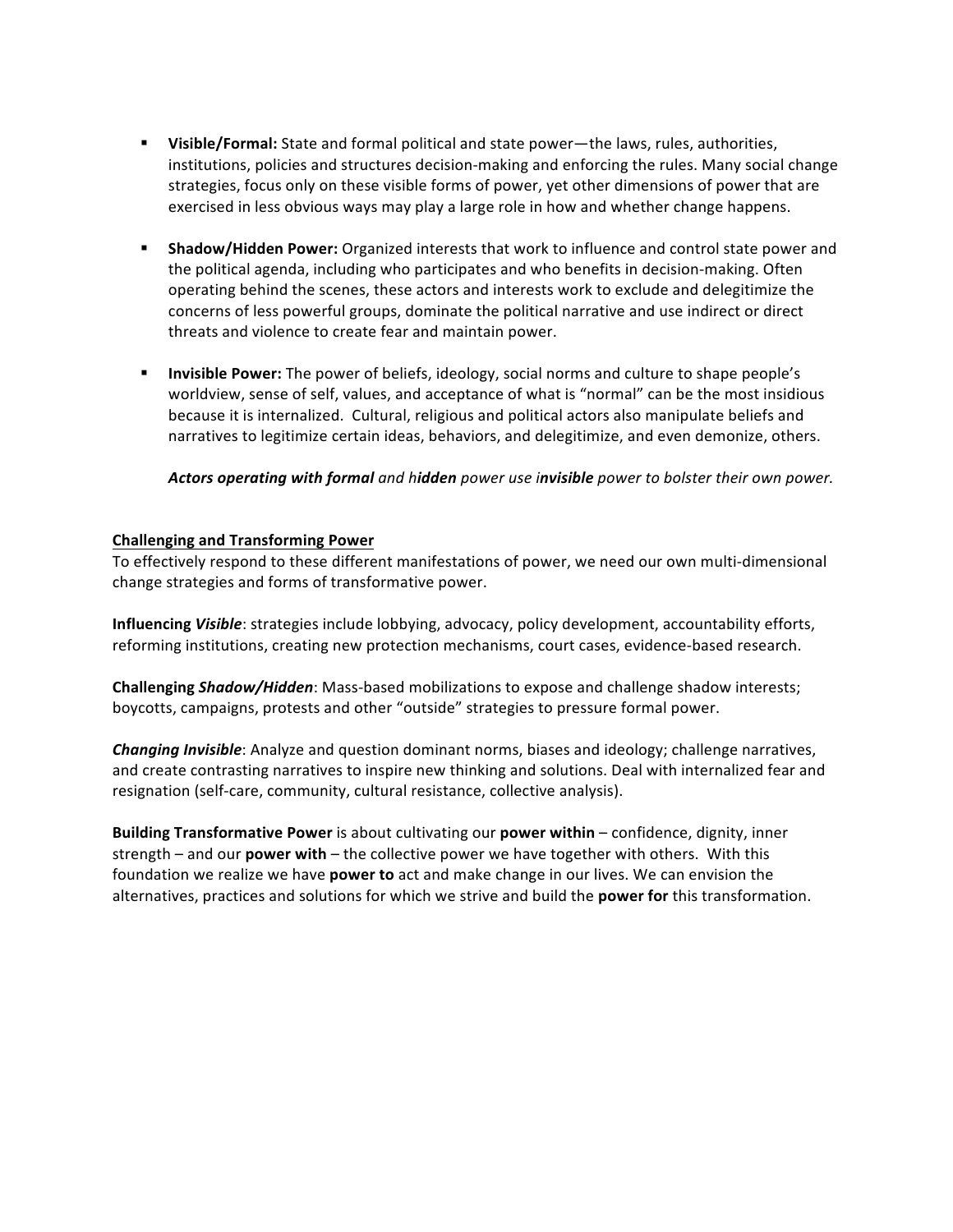- **Visible/Formal:** State and formal political and state power—the laws, rules, authorities, institutions, policies and structures decision-making and enforcing the rules. Many social change strategies, focus only on these visible forms of power, yet other dimensions of power that are exercised in less obvious ways may play a large role in how and whether change happens.

- **Shadow/Hidden Power:** Organized interests that work to influence and control state power and the political agenda, including who participates and who benefits in decision-making. Often operating behind the scenes, these actors and interests work to exclude and delegitimize the concerns of less powerful groups, dominate the political narrative and use indirect or direct threats and violence to create fear and maintain power.

- **Invisible Power:** The power of beliefs, ideology, social norms and culture to shape people's worldview, sense of self, values, and acceptance of what is "normal" can be the most insidious because it is internalized. Cultural, religious and political actors also manipulate beliefs and narratives to legitimize certain ideas, behaviors, and delegitimize, and even demonize, others.

  ***Actors operating with formal*** *and h****idden*** *power use i****nvisible*** *power to bolster their own power.*

**Challenging and Transforming Power**

To effectively respond to these different manifestations of power, we need our own multi-dimensional change strategies and forms of transformative power.

**Influencing *Visible***: strategies include lobbying, advocacy, policy development, accountability efforts, reforming institutions, creating new protection mechanisms, court cases, evidence-based research.

**Challenging *Shadow/Hidden***: Mass-based mobilizations to expose and challenge shadow interests; boycotts, campaigns, protests and other "outside" strategies to pressure formal power.

***Changing Invisible***: Analyze and question dominant norms, biases and ideology; challenge narratives, and create contrasting narratives to inspire new thinking and solutions. Deal with internalized fear and resignation (self-care, community, cultural resistance, collective analysis).

**Building Transformative Power** is about cultivating our **power within** – confidence, dignity, inner strength – and our **power with** – the collective power we have together with others. With this foundation we realize we have **power to** act and make change in our lives. We can envision the alternatives, practices and solutions for which we strive and build the **power for** this transformation.